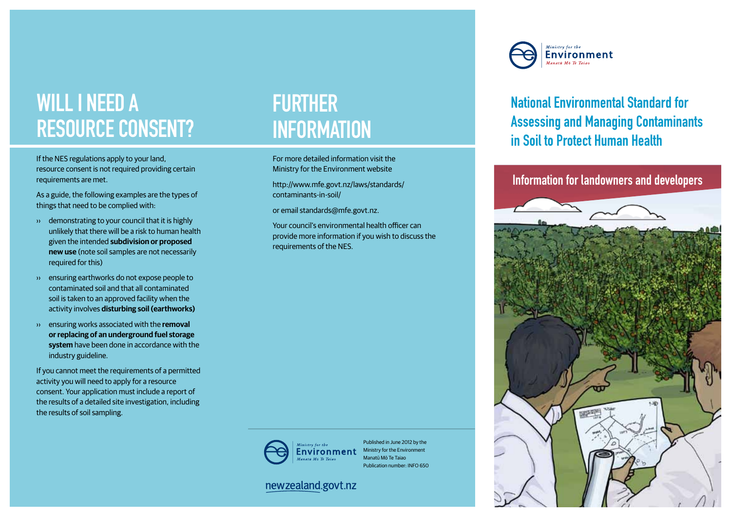# WILL I NEED A RESOURCE CONSENT?

If the NES regulations apply to your land, resource consent is not required providing certain requirements are met.

As a guide, the following examples are the types of things that need to be complied with:

- demonstrating to your council that it is highly unlikely that there will be a risk to human health given the intended **subdivision or proposed new use** (note soil samples are not necessarily required for this)
- ensuring earthworks do not expose people to contaminated soil and that all contaminated soil is taken to an approved facility when the activity involves **disturbing soil (earthworks)**
- ensuring works associated with the **removal or replacing of an underground fuel storage system** have been done in accordance with the industry guideline.

If you cannot meet the requirements of a permitted activity you will need to apply for a resource consent. Your application must include a report of the results of a detailed site investigation, including the results of soil sampling.

# FURTHER INFORMATION

For more detailed information visit the Ministry for the Environment website

http://www.mfe.govt.nz/laws/standards/contaminants-in-soil/

or email standards@mfe.govt.nz.

Your council's environmental health officer can provide more information if you wish to discuss the requirements of the NES.

Ministry for the Environment
Manatū Mō Te Taiao

Published in June 2012 by the Ministry for the Environment
Manatū Mō Te Taiao
Publication number: INFO 650

newzealand.govt.nz

Ministry for the Environment
Manatū Mō Te Taiao

# National Environmental Standard for Assessing and Managing Contaminants in Soil to Protect Human Health

## Information for landowners and developers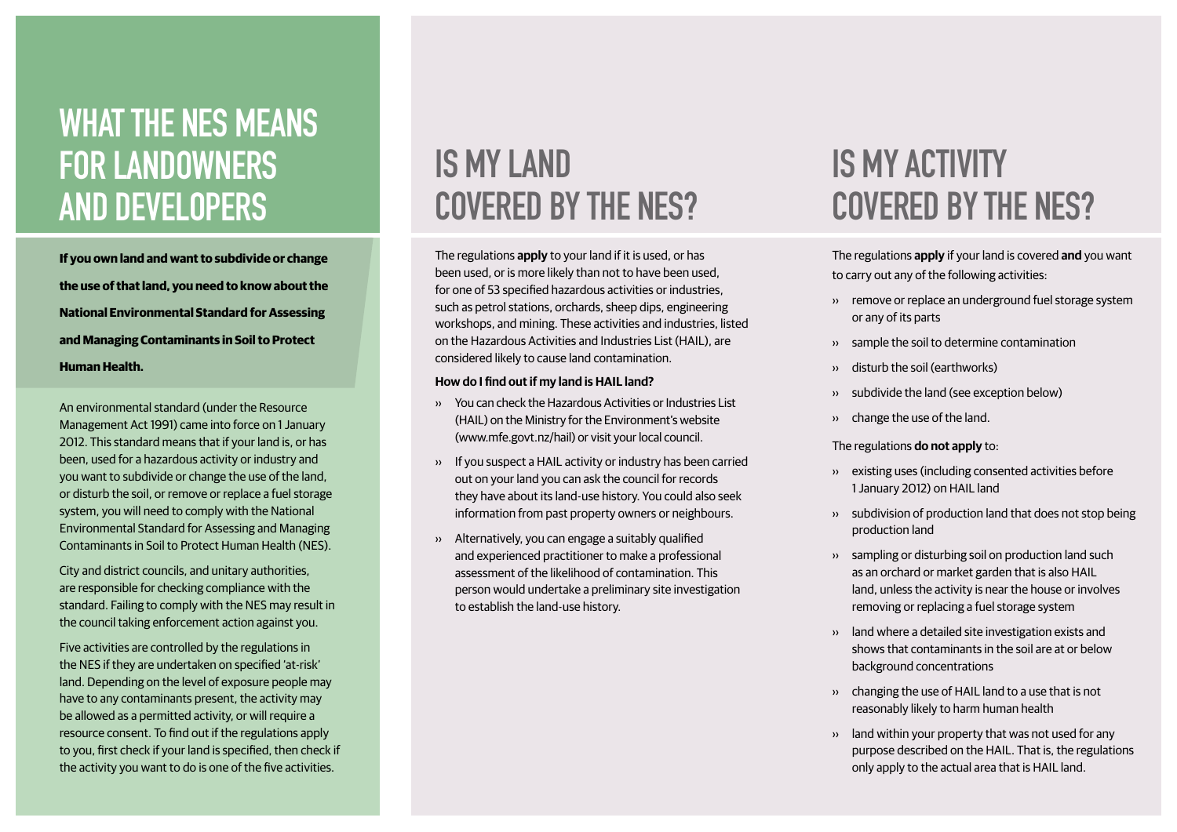# WHAT THE NES MEANS FOR LANDOWNERS AND DEVELOPERS

**If you own land and want to subdivide or change the use of that land, you need to know about the National Environmental Standard for Assessing and Managing Contaminants in Soil to Protect Human Health.**

An environmental standard (under the Resource Management Act 1991) came into force on 1 January 2012. This standard means that if your land is, or has been, used for a hazardous activity or industry and you want to subdivide or change the use of the land, or disturb the soil, or remove or replace a fuel storage system, you will need to comply with the National Environmental Standard for Assessing and Managing Contaminants in Soil to Protect Human Health (NES).

City and district councils, and unitary authorities, are responsible for checking compliance with the standard. Failing to comply with the NES may result in the council taking enforcement action against you.

Five activities are controlled by the regulations in the NES if they are undertaken on specified 'at-risk' land. Depending on the level of exposure people may have to any contaminants present, the activity may be allowed as a permitted activity, or will require a resource consent. To find out if the regulations apply to you, first check if your land is specified, then check if the activity you want to do is one of the five activities.

# IS MY LAND COVERED BY THE NES?

The regulations **apply** to your land if it is used, or has been used, or is more likely than not to have been used, for one of 53 specified hazardous activities or industries, such as petrol stations, orchards, sheep dips, engineering workshops, and mining. These activities and industries, listed on the Hazardous Activities and Industries List (HAIL), are considered likely to cause land contamination.

**How do I find out if my land is HAIL land?**

- You can check the Hazardous Activities or Industries List (HAIL) on the Ministry for the Environment's website (www.mfe.govt.nz/hail) or visit your local council.
- If you suspect a HAIL activity or industry has been carried out on your land you can ask the council for records they have about its land-use history. You could also seek information from past property owners or neighbours.
- Alternatively, you can engage a suitably qualified and experienced practitioner to make a professional assessment of the likelihood of contamination. This person would undertake a preliminary site investigation to establish the land-use history.

# IS MY ACTIVITY COVERED BY THE NES?

The regulations **apply** if your land is covered **and** you want to carry out any of the following activities:

- remove or replace an underground fuel storage system or any of its parts
- sample the soil to determine contamination
- disturb the soil (earthworks)
- subdivide the land (see exception below)
- change the use of the land.

The regulations **do not apply** to:

- existing uses (including consented activities before 1 January 2012) on HAIL land
- subdivision of production land that does not stop being production land
- sampling or disturbing soil on production land such as an orchard or market garden that is also HAIL land, unless the activity is near the house or involves removing or replacing a fuel storage system
- land where a detailed site investigation exists and shows that contaminants in the soil are at or below background concentrations
- changing the use of HAIL land to a use that is not reasonably likely to harm human health
- land within your property that was not used for any purpose described on the HAIL. That is, the regulations only apply to the actual area that is HAIL land.